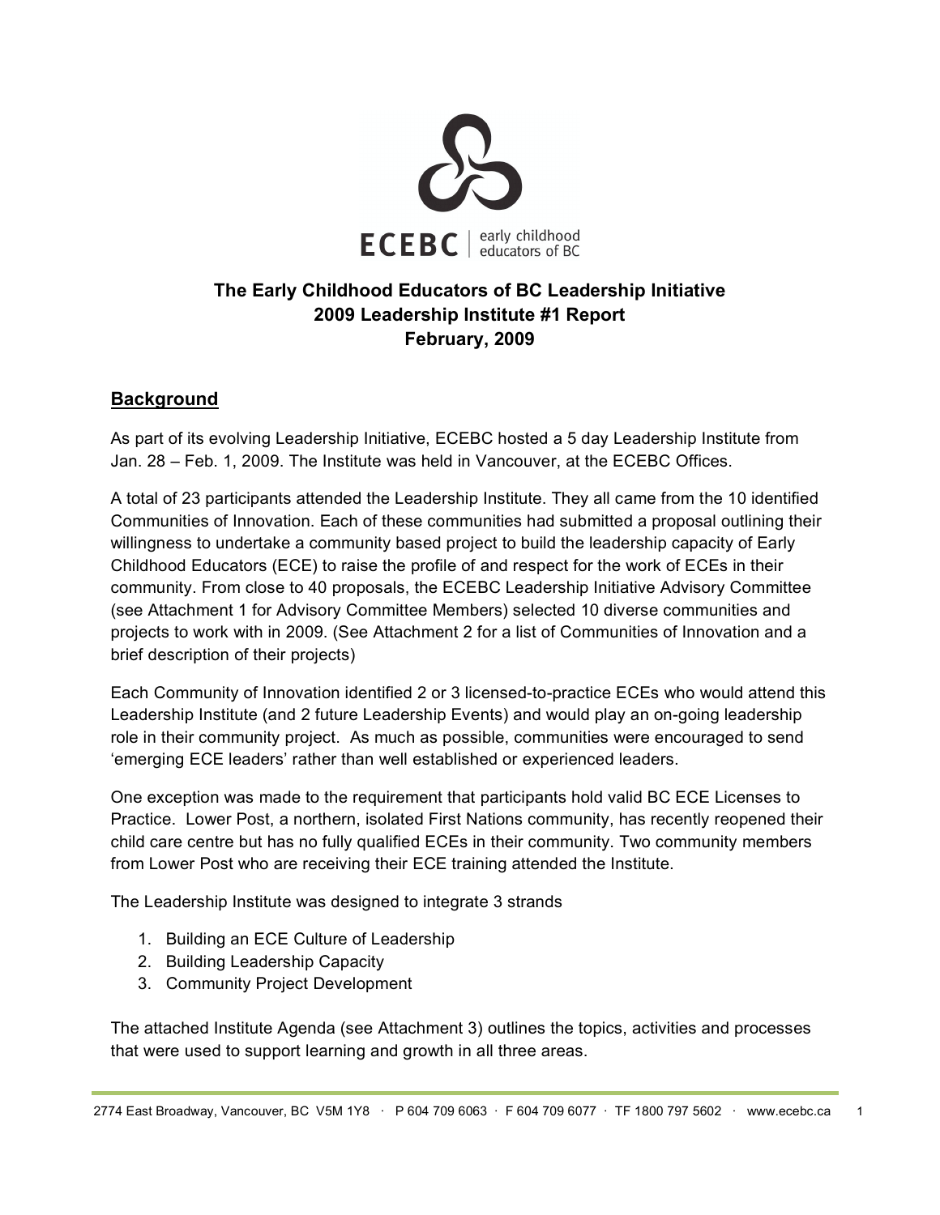ECEBC | early childhood educators of BC

# The Early Childhood Educators of BC Leadership Initiative
# 2009 Leadership Institute #1 Report
# February, 2009

## Background

As part of its evolving Leadership Initiative, ECEBC hosted a 5 day Leadership Institute from Jan. 28 – Feb. 1, 2009. The Institute was held in Vancouver, at the ECEBC Offices.

A total of 23 participants attended the Leadership Institute. They all came from the 10 identified Communities of Innovation. Each of these communities had submitted a proposal outlining their willingness to undertake a community based project to build the leadership capacity of Early Childhood Educators (ECE) to raise the profile of and respect for the work of ECEs in their community. From close to 40 proposals, the ECEBC Leadership Initiative Advisory Committee (see Attachment 1 for Advisory Committee Members) selected 10 diverse communities and projects to work with in 2009. (See Attachment 2 for a list of Communities of Innovation and a brief description of their projects)

Each Community of Innovation identified 2 or 3 licensed-to-practice ECEs who would attend this Leadership Institute (and 2 future Leadership Events) and would play an on-going leadership role in their community project. As much as possible, communities were encouraged to send 'emerging ECE leaders' rather than well established or experienced leaders.

One exception was made to the requirement that participants hold valid BC ECE Licenses to Practice. Lower Post, a northern, isolated First Nations community, has recently reopened their child care centre but has no fully qualified ECEs in their community. Two community members from Lower Post who are receiving their ECE training attended the Institute.

The Leadership Institute was designed to integrate 3 strands

1. Building an ECE Culture of Leadership
2. Building Leadership Capacity
3. Community Project Development

The attached Institute Agenda (see Attachment 3) outlines the topics, activities and processes that were used to support learning and growth in all three areas.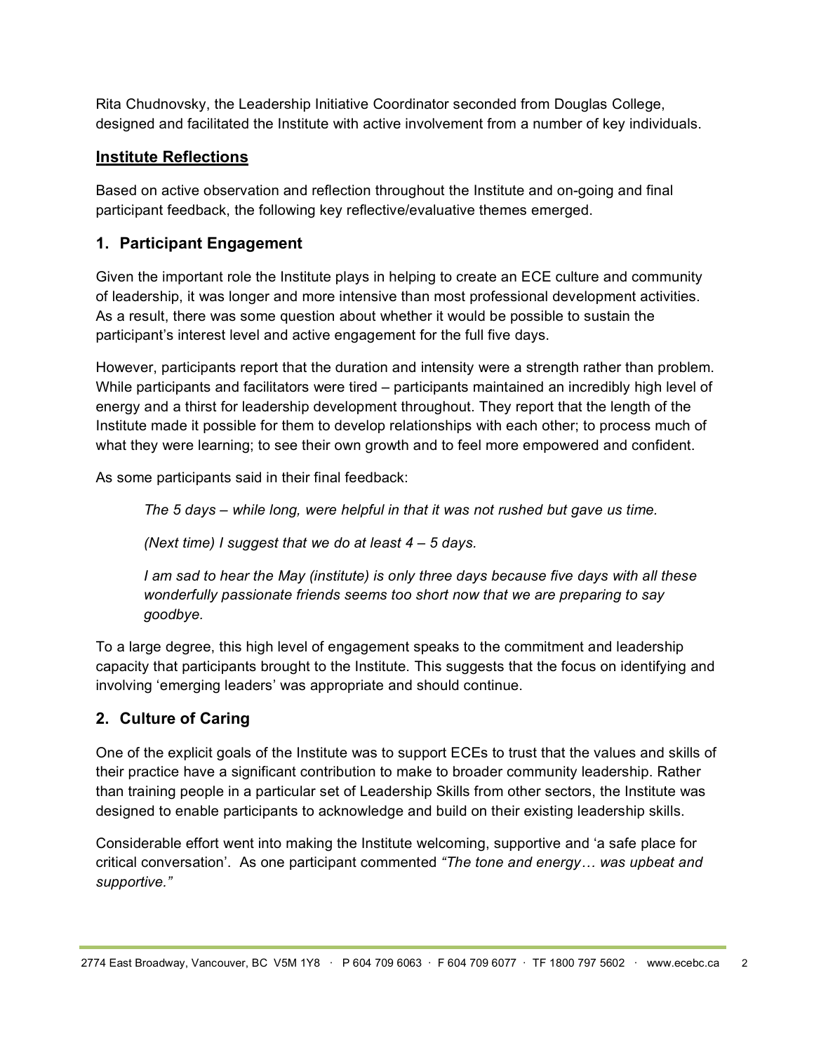Rita Chudnovsky, the Leadership Initiative Coordinator seconded from Douglas College, designed and facilitated the Institute with active involvement from a number of key individuals.

## Institute Reflections

Based on active observation and reflection throughout the Institute and on-going and final participant feedback, the following key reflective/evaluative themes emerged.

### 1. Participant Engagement

Given the important role the Institute plays in helping to create an ECE culture and community of leadership, it was longer and more intensive than most professional development activities. As a result, there was some question about whether it would be possible to sustain the participant's interest level and active engagement for the full five days.

However, participants report that the duration and intensity were a strength rather than problem. While participants and facilitators were tired – participants maintained an incredibly high level of energy and a thirst for leadership development throughout. They report that the length of the Institute made it possible for them to develop relationships with each other; to process much of what they were learning; to see their own growth and to feel more empowered and confident.

As some participants said in their final feedback:

> *The 5 days – while long, were helpful in that it was not rushed but gave us time.*
>
> *(Next time) I suggest that we do at least 4 – 5 days.*
>
> *I am sad to hear the May (institute) is only three days because five days with all these wonderfully passionate friends seems too short now that we are preparing to say goodbye.*

To a large degree, this high level of engagement speaks to the commitment and leadership capacity that participants brought to the Institute. This suggests that the focus on identifying and involving 'emerging leaders' was appropriate and should continue.

### 2. Culture of Caring

One of the explicit goals of the Institute was to support ECEs to trust that the values and skills of their practice have a significant contribution to make to broader community leadership. Rather than training people in a particular set of Leadership Skills from other sectors, the Institute was designed to enable participants to acknowledge and build on their existing leadership skills.

Considerable effort went into making the Institute welcoming, supportive and 'a safe place for critical conversation'. As one participant commented *"The tone and energy… was upbeat and supportive."*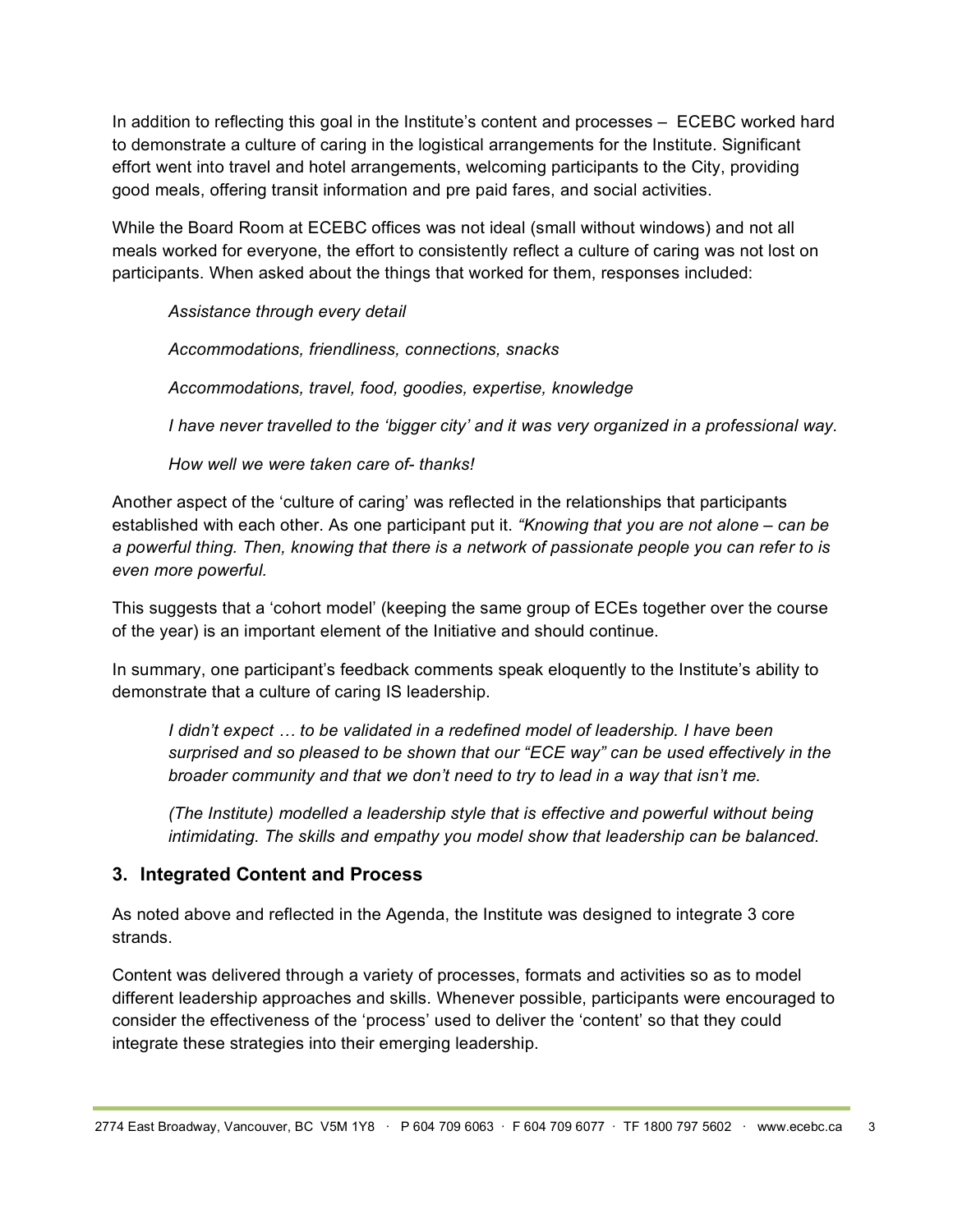In addition to reflecting this goal in the Institute's content and processes – ECEBC worked hard to demonstrate a culture of caring in the logistical arrangements for the Institute. Significant effort went into travel and hotel arrangements, welcoming participants to the City, providing good meals, offering transit information and pre paid fares, and social activities.

While the Board Room at ECEBC offices was not ideal (small without windows) and not all meals worked for everyone, the effort to consistently reflect a culture of caring was not lost on participants. When asked about the things that worked for them, responses included:

> *Assistance through every detail*
>
> *Accommodations, friendliness, connections, snacks*
>
> *Accommodations, travel, food, goodies, expertise, knowledge*
>
> *I have never travelled to the 'bigger city' and it was very organized in a professional way.*
>
> *How well we were taken care of- thanks!*

Another aspect of the 'culture of caring' was reflected in the relationships that participants established with each other. As one participant put it. *"Knowing that you are not alone – can be a powerful thing. Then, knowing that there is a network of passionate people you can refer to is even more powerful.*

This suggests that a 'cohort model' (keeping the same group of ECEs together over the course of the year) is an important element of the Initiative and should continue.

In summary, one participant's feedback comments speak eloquently to the Institute's ability to demonstrate that a culture of caring IS leadership.

> *I didn't expect … to be validated in a redefined model of leadership. I have been surprised and so pleased to be shown that our "ECE way" can be used effectively in the broader community and that we don't need to try to lead in a way that isn't me.*
>
> *(The Institute) modelled a leadership style that is effective and powerful without being intimidating. The skills and empathy you model show that leadership can be balanced.*

### 3. Integrated Content and Process

As noted above and reflected in the Agenda, the Institute was designed to integrate 3 core strands.

Content was delivered through a variety of processes, formats and activities so as to model different leadership approaches and skills. Whenever possible, participants were encouraged to consider the effectiveness of the 'process' used to deliver the 'content' so that they could integrate these strategies into their emerging leadership.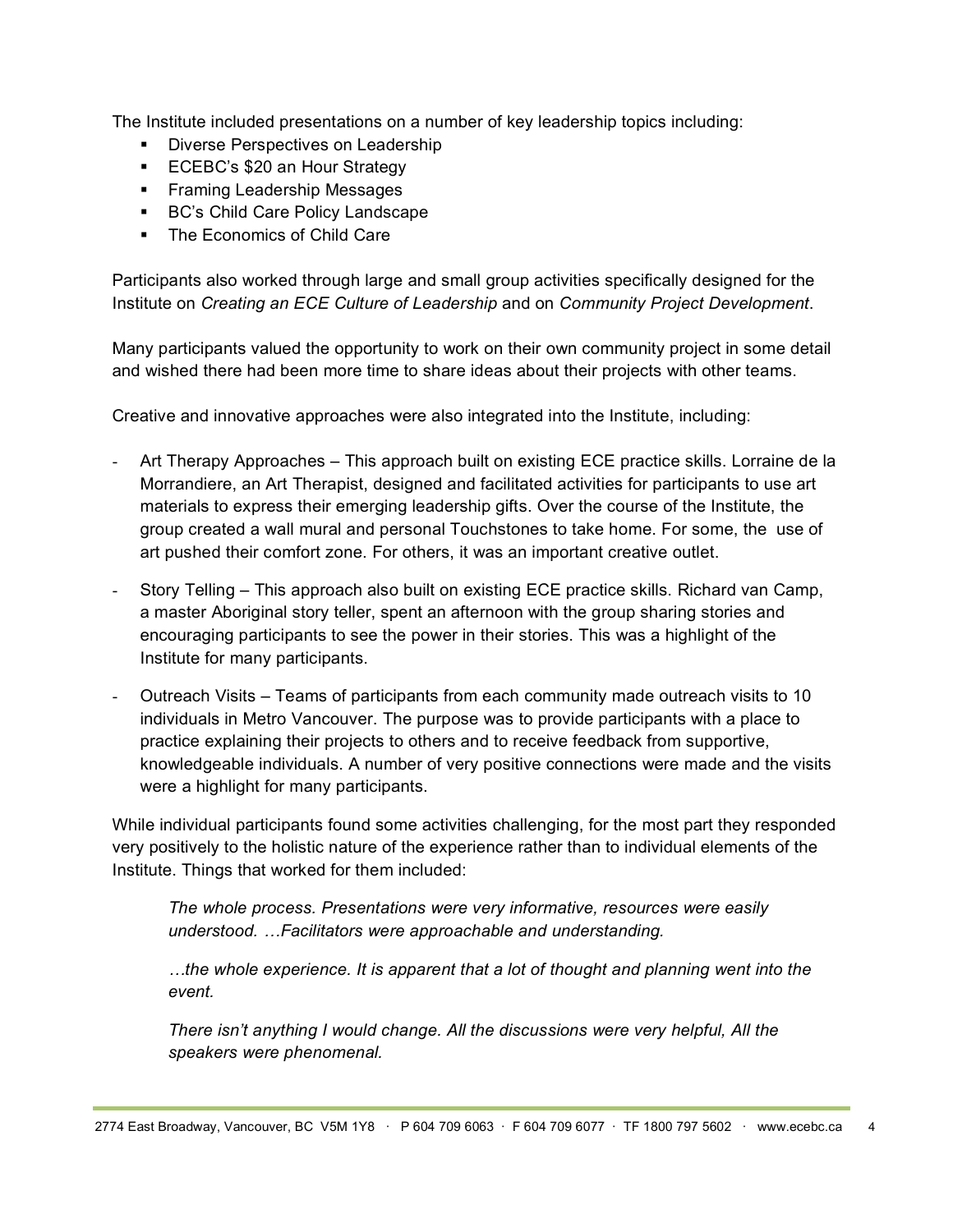The Institute included presentations on a number of key leadership topics including:

- Diverse Perspectives on Leadership
- ECEBC's $20 an Hour Strategy
- Framing Leadership Messages
- BC's Child Care Policy Landscape
- The Economics of Child Care

Participants also worked through large and small group activities specifically designed for the Institute on *Creating an ECE Culture of Leadership* and on *Community Project Development*.

Many participants valued the opportunity to work on their own community project in some detail and wished there had been more time to share ideas about their projects with other teams.

Creative and innovative approaches were also integrated into the Institute, including:

- Art Therapy Approaches – This approach built on existing ECE practice skills. Lorraine de la Morrandiere, an Art Therapist, designed and facilitated activities for participants to use art materials to express their emerging leadership gifts. Over the course of the Institute, the group created a wall mural and personal Touchstones to take home. For some, the use of art pushed their comfort zone. For others, it was an important creative outlet.

- Story Telling – This approach also built on existing ECE practice skills. Richard van Camp, a master Aboriginal story teller, spent an afternoon with the group sharing stories and encouraging participants to see the power in their stories. This was a highlight of the Institute for many participants.

- Outreach Visits – Teams of participants from each community made outreach visits to 10 individuals in Metro Vancouver. The purpose was to provide participants with a place to practice explaining their projects to others and to receive feedback from supportive, knowledgeable individuals. A number of very positive connections were made and the visits were a highlight for many participants.

While individual participants found some activities challenging, for the most part they responded very positively to the holistic nature of the experience rather than to individual elements of the Institute. Things that worked for them included:

> *The whole process. Presentations were very informative, resources were easily understood. …Facilitators were approachable and understanding.*
>
> *…the whole experience. It is apparent that a lot of thought and planning went into the event.*
>
> *There isn't anything I would change. All the discussions were very helpful, All the speakers were phenomenal.*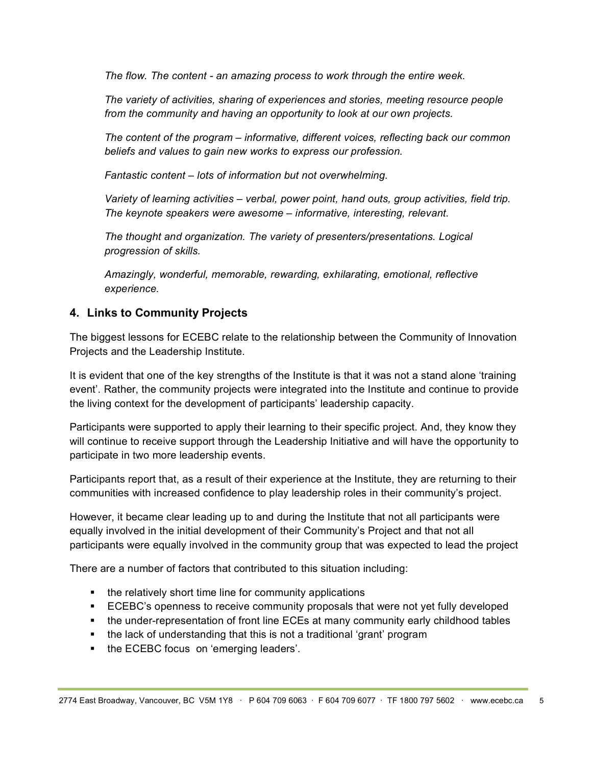*The flow. The content - an amazing process to work through the entire week.*

*The variety of activities, sharing of experiences and stories, meeting resource people from the community and having an opportunity to look at our own projects.*

*The content of the program – informative, different voices, reflecting back our common beliefs and values to gain new works to express our profession.*

*Fantastic content – lots of information but not overwhelming.*

*Variety of learning activities – verbal, power point, hand outs, group activities, field trip. The keynote speakers were awesome – informative, interesting, relevant.*

*The thought and organization. The variety of presenters/presentations. Logical progression of skills.*

*Amazingly, wonderful, memorable, rewarding, exhilarating, emotional, reflective experience.*

## 4. Links to Community Projects

The biggest lessons for ECEBC relate to the relationship between the Community of Innovation Projects and the Leadership Institute.

It is evident that one of the key strengths of the Institute is that it was not a stand alone 'training event'. Rather, the community projects were integrated into the Institute and continue to provide the living context for the development of participants' leadership capacity.

Participants were supported to apply their learning to their specific project. And, they know they will continue to receive support through the Leadership Initiative and will have the opportunity to participate in two more leadership events.

Participants report that, as a result of their experience at the Institute, they are returning to their communities with increased confidence to play leadership roles in their community's project.

However, it became clear leading up to and during the Institute that not all participants were equally involved in the initial development of their Community's Project and that not all participants were equally involved in the community group that was expected to lead the project

There are a number of factors that contributed to this situation including:

- the relatively short time line for community applications
- ECEBC's openness to receive community proposals that were not yet fully developed
- the under-representation of front line ECEs at many community early childhood tables
- the lack of understanding that this is not a traditional 'grant' program
- the ECEBC focus on 'emerging leaders'.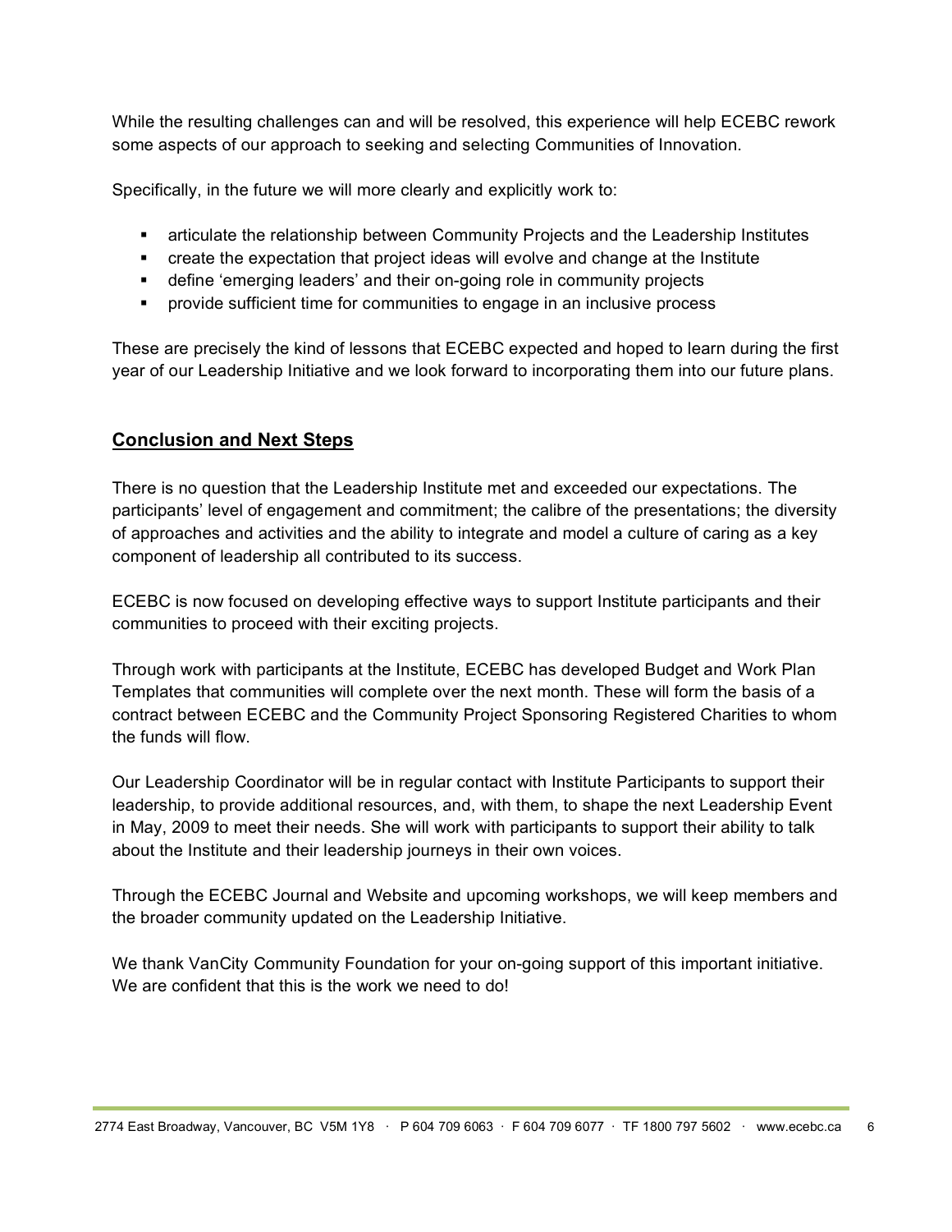While the resulting challenges can and will be resolved, this experience will help ECEBC rework some aspects of our approach to seeking and selecting Communities of Innovation.

Specifically, in the future we will more clearly and explicitly work to:

- articulate the relationship between Community Projects and the Leadership Institutes
- create the expectation that project ideas will evolve and change at the Institute
- define 'emerging leaders' and their on-going role in community projects
- provide sufficient time for communities to engage in an inclusive process

These are precisely the kind of lessons that ECEBC expected and hoped to learn during the first year of our Leadership Initiative and we look forward to incorporating them into our future plans.

## Conclusion and Next Steps

There is no question that the Leadership Institute met and exceeded our expectations. The participants' level of engagement and commitment; the calibre of the presentations; the diversity of approaches and activities and the ability to integrate and model a culture of caring as a key component of leadership all contributed to its success.

ECEBC is now focused on developing effective ways to support Institute participants and their communities to proceed with their exciting projects.

Through work with participants at the Institute, ECEBC has developed Budget and Work Plan Templates that communities will complete over the next month. These will form the basis of a contract between ECEBC and the Community Project Sponsoring Registered Charities to whom the funds will flow.

Our Leadership Coordinator will be in regular contact with Institute Participants to support their leadership, to provide additional resources, and, with them, to shape the next Leadership Event in May, 2009 to meet their needs. She will work with participants to support their ability to talk about the Institute and their leadership journeys in their own voices.

Through the ECEBC Journal and Website and upcoming workshops, we will keep members and the broader community updated on the Leadership Initiative.

We thank VanCity Community Foundation for your on-going support of this important initiative. We are confident that this is the work we need to do!